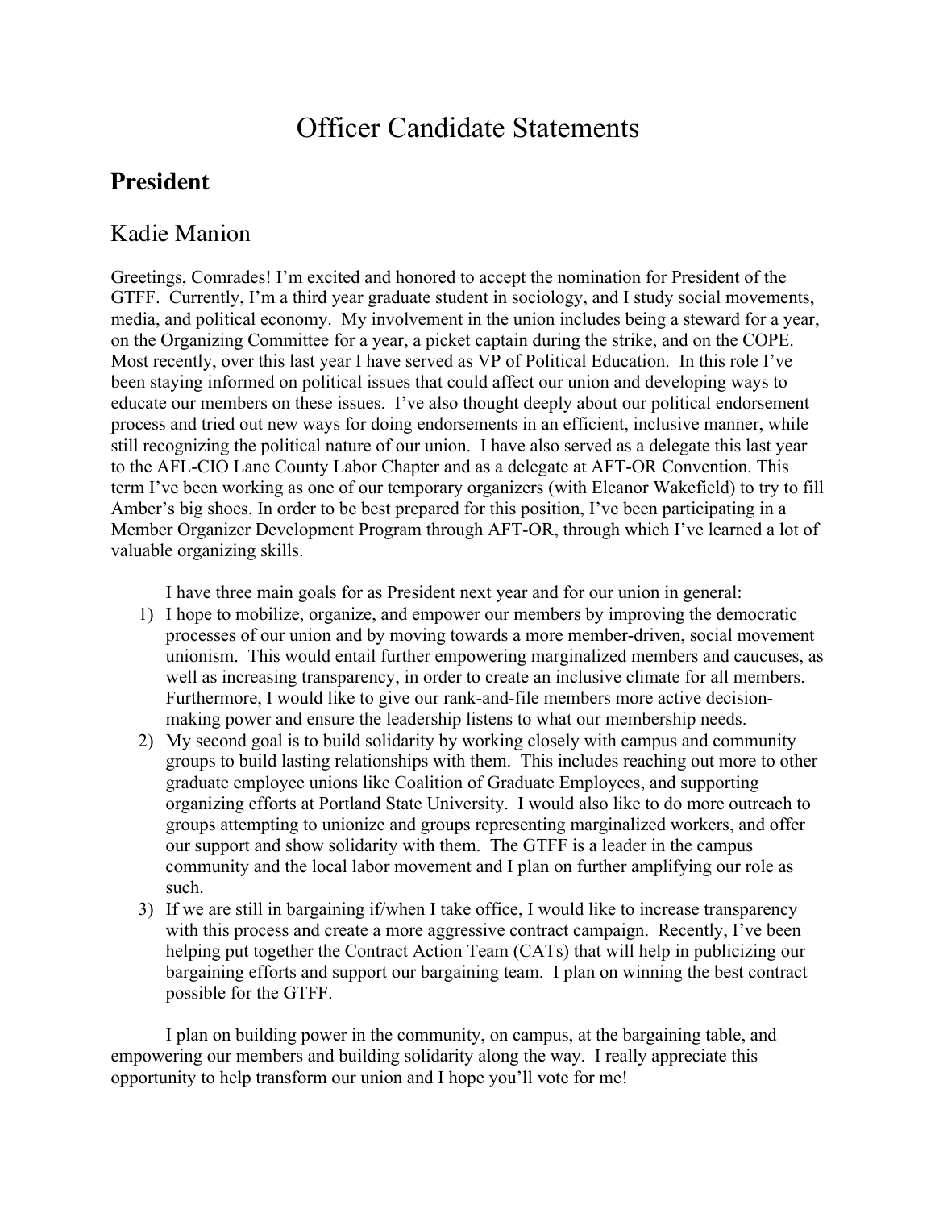# Officer Candidate Statements

## President

### Kadie Manion

Greetings, Comrades! I'm excited and honored to accept the nomination for President of the GTFF. Currently, I'm a third year graduate student in sociology, and I study social movements, media, and political economy. My involvement in the union includes being a steward for a year, on the Organizing Committee for a year, a picket captain during the strike, and on the COPE. Most recently, over this last year I have served as VP of Political Education. In this role I've been staying informed on political issues that could affect our union and developing ways to educate our members on these issues. I've also thought deeply about our political endorsement process and tried out new ways for doing endorsements in an efficient, inclusive manner, while still recognizing the political nature of our union. I have also served as a delegate this last year to the AFL-CIO Lane County Labor Chapter and as a delegate at AFT-OR Convention. This term I've been working as one of our temporary organizers (with Eleanor Wakefield) to try to fill Amber's big shoes. In order to be best prepared for this position, I've been participating in a Member Organizer Development Program through AFT-OR, through which I've learned a lot of valuable organizing skills.

I have three main goals for as President next year and for our union in general:

1) I hope to mobilize, organize, and empower our members by improving the democratic processes of our union and by moving towards a more member-driven, social movement unionism. This would entail further empowering marginalized members and caucuses, as well as increasing transparency, in order to create an inclusive climate for all members. Furthermore, I would like to give our rank-and-file members more active decision-making power and ensure the leadership listens to what our membership needs.
2) My second goal is to build solidarity by working closely with campus and community groups to build lasting relationships with them. This includes reaching out more to other graduate employee unions like Coalition of Graduate Employees, and supporting organizing efforts at Portland State University. I would also like to do more outreach to groups attempting to unionize and groups representing marginalized workers, and offer our support and show solidarity with them. The GTFF is a leader in the campus community and the local labor movement and I plan on further amplifying our role as such.
3) If we are still in bargaining if/when I take office, I would like to increase transparency with this process and create a more aggressive contract campaign. Recently, I've been helping put together the Contract Action Team (CATs) that will help in publicizing our bargaining efforts and support our bargaining team. I plan on winning the best contract possible for the GTFF.

I plan on building power in the community, on campus, at the bargaining table, and empowering our members and building solidarity along the way. I really appreciate this opportunity to help transform our union and I hope you'll vote for me!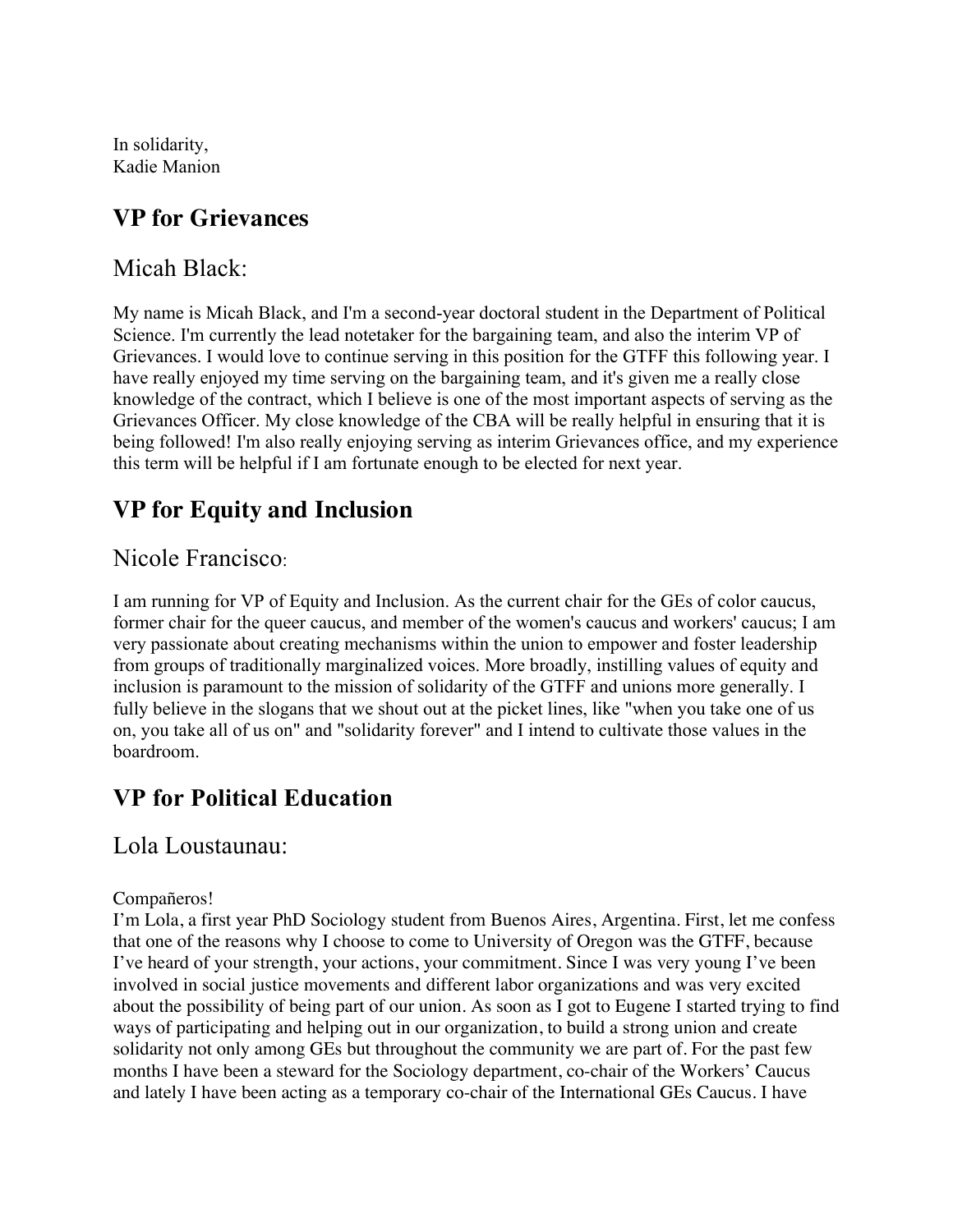In solidarity,
Kadie Manion

## VP for Grievances

### Micah Black:

My name is Micah Black, and I'm a second-year doctoral student in the Department of Political Science. I'm currently the lead notetaker for the bargaining team, and also the interim VP of Grievances. I would love to continue serving in this position for the GTFF this following year. I have really enjoyed my time serving on the bargaining team, and it's given me a really close knowledge of the contract, which I believe is one of the most important aspects of serving as the Grievances Officer. My close knowledge of the CBA will be really helpful in ensuring that it is being followed! I'm also really enjoying serving as interim Grievances office, and my experience this term will be helpful if I am fortunate enough to be elected for next year.

## VP for Equity and Inclusion

### Nicole Francisco:

I am running for VP of Equity and Inclusion. As the current chair for the GEs of color caucus, former chair for the queer caucus, and member of the women's caucus and workers' caucus; I am very passionate about creating mechanisms within the union to empower and foster leadership from groups of traditionally marginalized voices. More broadly, instilling values of equity and inclusion is paramount to the mission of solidarity of the GTFF and unions more generally. I fully believe in the slogans that we shout out at the picket lines, like "when you take one of us on, you take all of us on" and "solidarity forever" and I intend to cultivate those values in the boardroom.

## VP for Political Education

### Lola Loustaunau:

Compañeros!
I'm Lola, a first year PhD Sociology student from Buenos Aires, Argentina. First, let me confess that one of the reasons why I choose to come to University of Oregon was the GTFF, because I've heard of your strength, your actions, your commitment. Since I was very young I've been involved in social justice movements and different labor organizations and was very excited about the possibility of being part of our union. As soon as I got to Eugene I started trying to find ways of participating and helping out in our organization, to build a strong union and create solidarity not only among GEs but throughout the community we are part of. For the past few months I have been a steward for the Sociology department, co-chair of the Workers' Caucus and lately I have been acting as a temporary co-chair of the International GEs Caucus. I have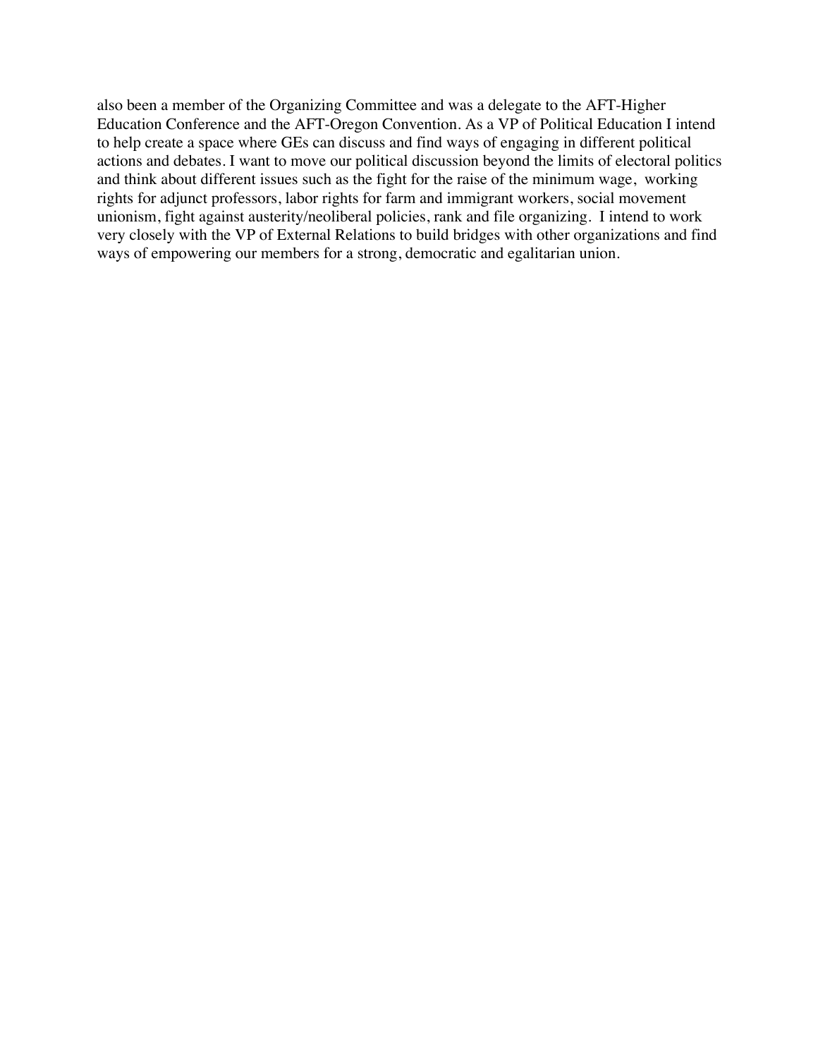also been a member of the Organizing Committee and was a delegate to the AFT-Higher Education Conference and the AFT-Oregon Convention. As a VP of Political Education I intend to help create a space where GEs can discuss and find ways of engaging in different political actions and debates. I want to move our political discussion beyond the limits of electoral politics and think about different issues such as the fight for the raise of the minimum wage, working rights for adjunct professors, labor rights for farm and immigrant workers, social movement unionism, fight against austerity/neoliberal policies, rank and file organizing. I intend to work very closely with the VP of External Relations to build bridges with other organizations and find ways of empowering our members for a strong, democratic and egalitarian union.